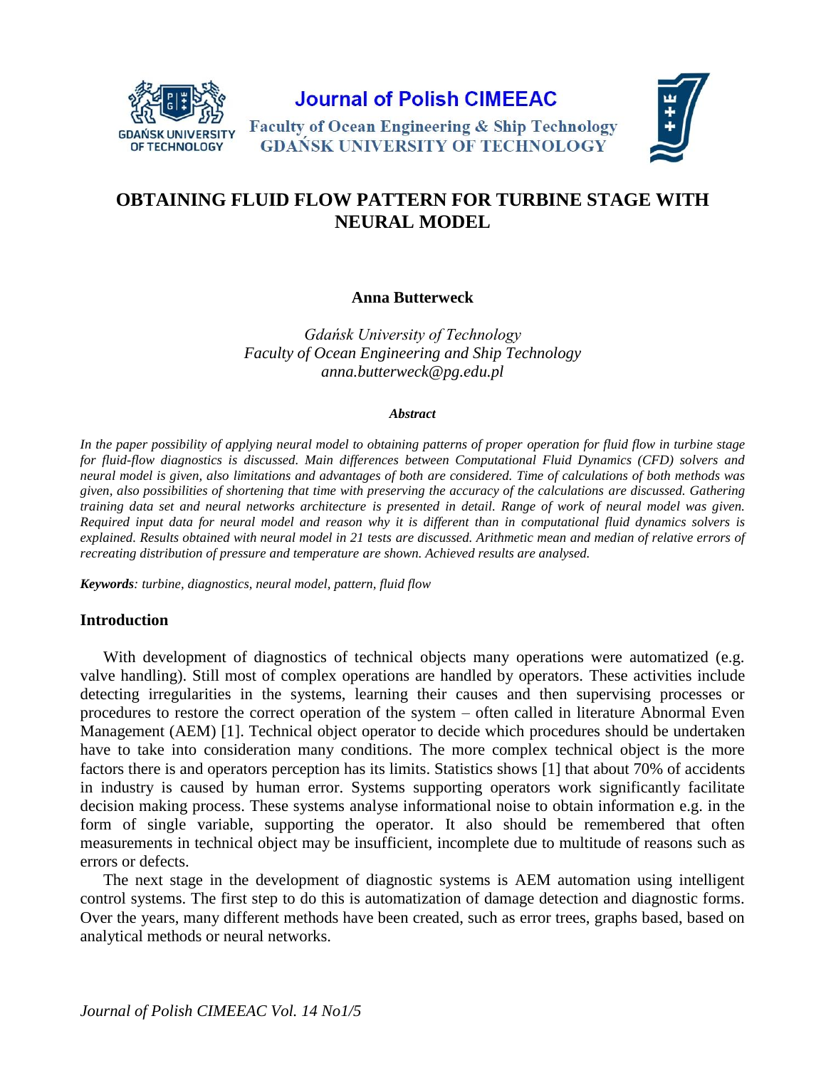# OBTAINING FLUID FLOW PATTERN FOR TURBINE STAGE WITH NEURAL MODEL

**Anna Butterweck**

*Gdańsk University of Technology*
*Faculty of Ocean Engineering and Ship Technology*
*anna.butterweck@pg.edu.pl*

***Abstract***

*In the paper possibility of applying neural model to obtaining patterns of proper operation for fluid flow in turbine stage for fluid-flow diagnostics is discussed. Main differences between Computational Fluid Dynamics (CFD) solvers and neural model is given, also limitations and advantages of both are considered. Time of calculations of both methods was given, also possibilities of shortening that time with preserving the accuracy of the calculations are discussed. Gathering training data set and neural networks architecture is presented in detail. Range of work of neural model was given. Required input data for neural model and reason why it is different than in computational fluid dynamics solvers is explained. Results obtained with neural model in 21 tests are discussed. Arithmetic mean and median of relative errors of recreating distribution of pressure and temperature are shown. Achieved results are analysed.*

***Keywords****: turbine, diagnostics, neural model, pattern, fluid flow*

## Introduction

With development of diagnostics of technical objects many operations were automatized (e.g. valve handling). Still most of complex operations are handled by operators. These activities include detecting irregularities in the systems, learning their causes and then supervising processes or procedures to restore the correct operation of the system – often called in literature Abnormal Even Management (AEM) [1]. Technical object operator to decide which procedures should be undertaken have to take into consideration many conditions. The more complex technical object is the more factors there is and operators perception has its limits. Statistics shows [1] that about 70% of accidents in industry is caused by human error. Systems supporting operators work significantly facilitate decision making process. These systems analyse informational noise to obtain information e.g. in the form of single variable, supporting the operator. It also should be remembered that often measurements in technical object may be insufficient, incomplete due to multitude of reasons such as errors or defects.

The next stage in the development of diagnostic systems is AEM automation using intelligent control systems. The first step to do this is automatization of damage detection and diagnostic forms. Over the years, many different methods have been created, such as error trees, graphs based, based on analytical methods or neural networks.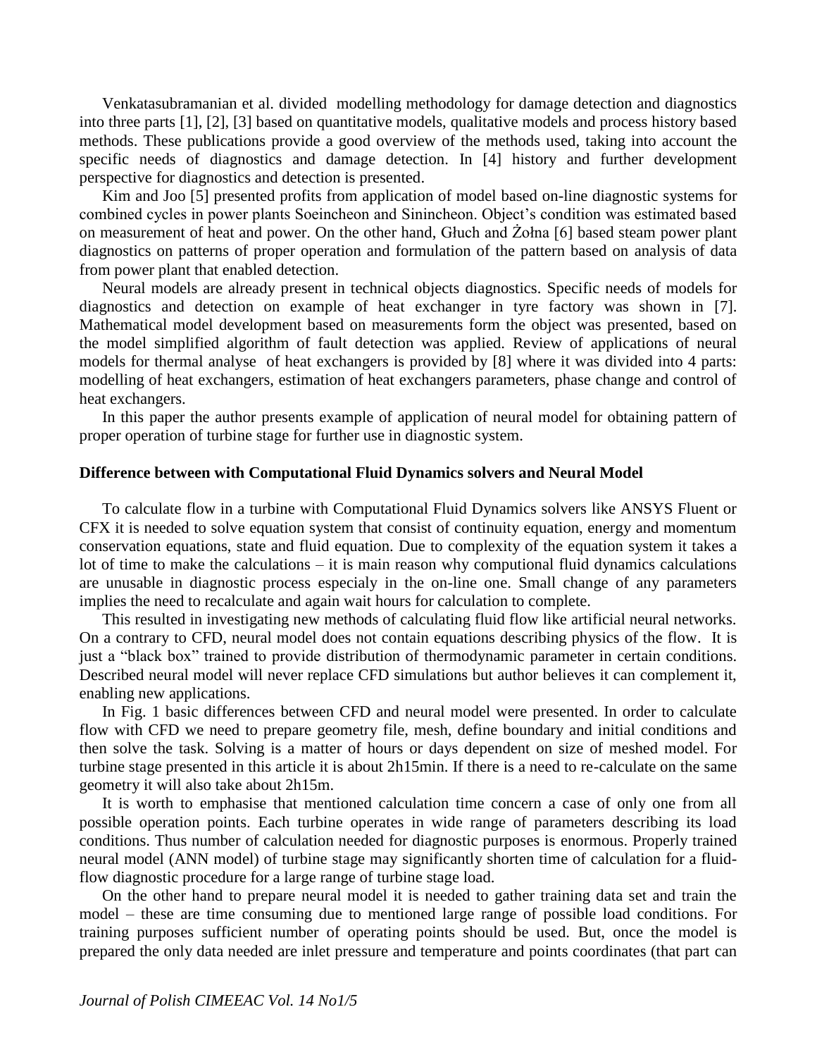Venkatasubramanian et al. divided modelling methodology for damage detection and diagnostics into three parts [1], [2], [3] based on quantitative models, qualitative models and process history based methods. These publications provide a good overview of the methods used, taking into account the specific needs of diagnostics and damage detection. In [4] history and further development perspective for diagnostics and detection is presented.

Kim and Joo [5] presented profits from application of model based on-line diagnostic systems for combined cycles in power plants Soeincheon and Sinincheon. Object's condition was estimated based on measurement of heat and power. On the other hand, Głuch and Żołna [6] based steam power plant diagnostics on patterns of proper operation and formulation of the pattern based on analysis of data from power plant that enabled detection.

Neural models are already present in technical objects diagnostics. Specific needs of models for diagnostics and detection on example of heat exchanger in tyre factory was shown in [7]. Mathematical model development based on measurements form the object was presented, based on the model simplified algorithm of fault detection was applied. Review of applications of neural models for thermal analyse of heat exchangers is provided by [8] where it was divided into 4 parts: modelling of heat exchangers, estimation of heat exchangers parameters, phase change and control of heat exchangers.

In this paper the author presents example of application of neural model for obtaining pattern of proper operation of turbine stage for further use in diagnostic system.

**Difference between with Computational Fluid Dynamics solvers and Neural Model**

To calculate flow in a turbine with Computational Fluid Dynamics solvers like ANSYS Fluent or CFX it is needed to solve equation system that consist of continuity equation, energy and momentum conservation equations, state and fluid equation. Due to complexity of the equation system it takes a lot of time to make the calculations – it is main reason why computional fluid dynamics calculations are unusable in diagnostic process especialy in the on-line one. Small change of any parameters implies the need to recalculate and again wait hours for calculation to complete.

This resulted in investigating new methods of calculating fluid flow like artificial neural networks. On a contrary to CFD, neural model does not contain equations describing physics of the flow. It is just a "black box" trained to provide distribution of thermodynamic parameter in certain conditions. Described neural model will never replace CFD simulations but author believes it can complement it, enabling new applications.

In Fig. 1 basic differences between CFD and neural model were presented. In order to calculate flow with CFD we need to prepare geometry file, mesh, define boundary and initial conditions and then solve the task. Solving is a matter of hours or days dependent on size of meshed model. For turbine stage presented in this article it is about 2h15min. If there is a need to re-calculate on the same geometry it will also take about 2h15m.

It is worth to emphasise that mentioned calculation time concern a case of only one from all possible operation points. Each turbine operates in wide range of parameters describing its load conditions. Thus number of calculation needed for diagnostic purposes is enormous. Properly trained neural model (ANN model) of turbine stage may significantly shorten time of calculation for a fluid-flow diagnostic procedure for a large range of turbine stage load.

On the other hand to prepare neural model it is needed to gather training data set and train the model – these are time consuming due to mentioned large range of possible load conditions. For training purposes sufficient number of operating points should be used. But, once the model is prepared the only data needed are inlet pressure and temperature and points coordinates (that part can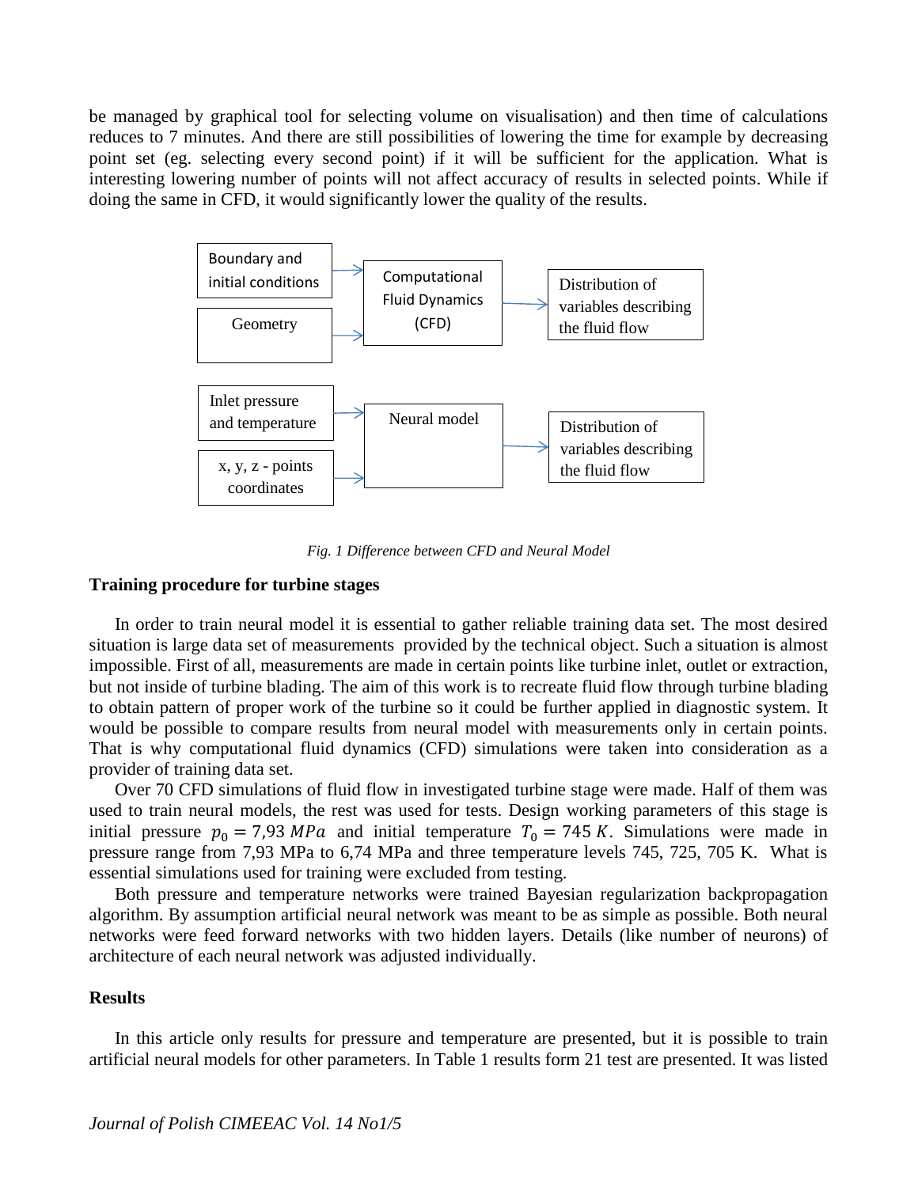be managed by graphical tool for selecting volume on visualisation) and then time of calculations reduces to 7 minutes. And there are still possibilities of lowering the time for example by decreasing point set (eg. selecting every second point) if it will be sufficient for the application. What is interesting lowering number of points will not affect accuracy of results in selected points. While if doing the same in CFD, it would significantly lower the quality of the results.

Boundary and initial conditions

Geometry

Computational Fluid Dynamics (CFD)

Distribution of variables describing the fluid flow

Inlet pressure and temperature

x, y, z - points coordinates

Neural model

Distribution of variables describing the fluid flow

*Fig. 1 Difference between CFD and Neural Model*

**Training procedure for turbine stages**

In order to train neural model it is essential to gather reliable training data set. The most desired situation is large data set of measurements provided by the technical object. Such a situation is almost impossible. First of all, measurements are made in certain points like turbine inlet, outlet or extraction, but not inside of turbine blading. The aim of this work is to recreate fluid flow through turbine blading to obtain pattern of proper work of the turbine so it could be further applied in diagnostic system. It would be possible to compare results from neural model with measurements only in certain points. That is why computational fluid dynamics (CFD) simulations were taken into consideration as a provider of training data set.

Over 70 CFD simulations of fluid flow in investigated turbine stage were made. Half of them was used to train neural models, the rest was used for tests. Design working parameters of this stage is initial pressure $p_0 = 7{,}93\ MPa$ and initial temperature $T_0 = 745\ K$. Simulations were made in pressure range from 7,93 MPa to 6,74 MPa and three temperature levels 745, 725, 705 K. What is essential simulations used for training were excluded from testing.

Both pressure and temperature networks were trained Bayesian regularization backpropagation algorithm. By assumption artificial neural network was meant to be as simple as possible. Both neural networks were feed forward networks with two hidden layers. Details (like number of neurons) of architecture of each neural network was adjusted individually.

**Results**

In this article only results for pressure and temperature are presented, but it is possible to train artificial neural models for other parameters. In Table 1 results form 21 test are presented. It was listed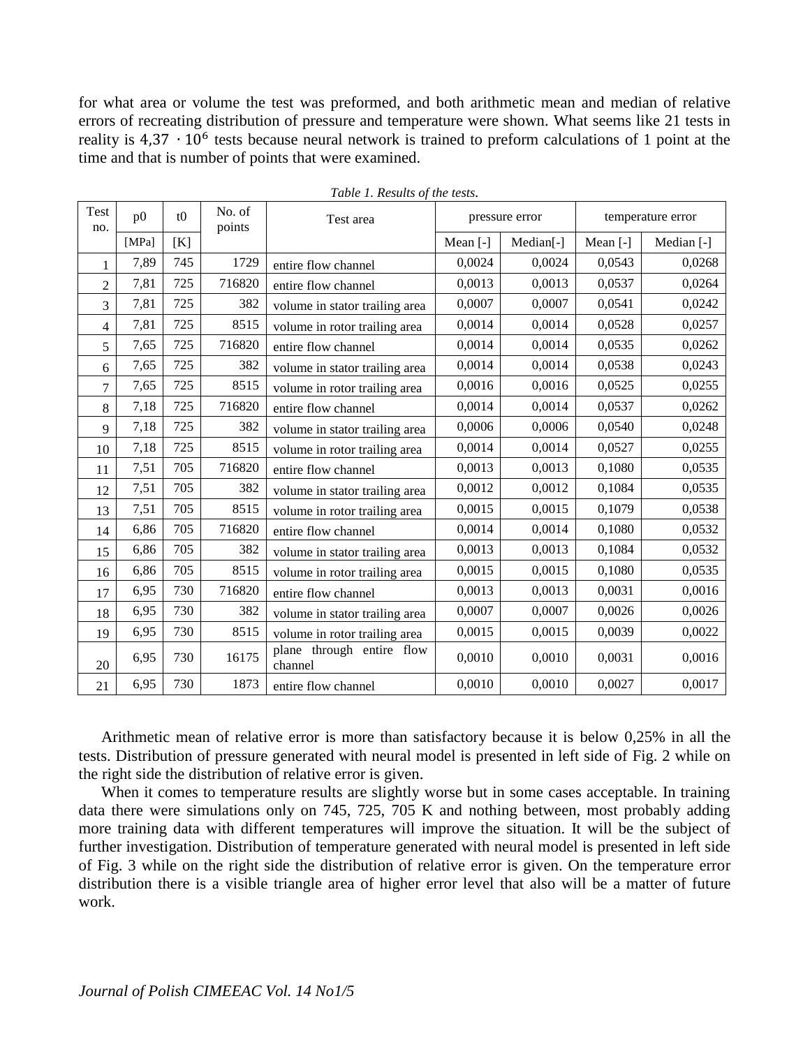for what area or volume the test was preformed, and both arithmetic mean and median of relative errors of recreating distribution of pressure and temperature were shown. What seems like 21 tests in reality is $4{,}37 \cdot 10^6$ tests because neural network is trained to preform calculations of 1 point at the time and that is number of points that were examined.

*Table 1. Results of the tests.*

| Test no. | p0 | t0 | No. of points | Test area | pressure error | | temperature error | |
|---|---|---|---|---|---|---|---|---|
| | [MPa] | [K] | | | Mean [-] | Median[-] | Mean [-] | Median [-] |
| 1 | 7,89 | 745 | 1729 | entire flow channel | 0,0024 | 0,0024 | 0,0543 | 0,0268 |
| 2 | 7,81 | 725 | 716820 | entire flow channel | 0,0013 | 0,0013 | 0,0537 | 0,0264 |
| 3 | 7,81 | 725 | 382 | volume in stator trailing area | 0,0007 | 0,0007 | 0,0541 | 0,0242 |
| 4 | 7,81 | 725 | 8515 | volume in rotor trailing area | 0,0014 | 0,0014 | 0,0528 | 0,0257 |
| 5 | 7,65 | 725 | 716820 | entire flow channel | 0,0014 | 0,0014 | 0,0535 | 0,0262 |
| 6 | 7,65 | 725 | 382 | volume in stator trailing area | 0,0014 | 0,0014 | 0,0538 | 0,0243 |
| 7 | 7,65 | 725 | 8515 | volume in rotor trailing area | 0,0016 | 0,0016 | 0,0525 | 0,0255 |
| 8 | 7,18 | 725 | 716820 | entire flow channel | 0,0014 | 0,0014 | 0,0537 | 0,0262 |
| 9 | 7,18 | 725 | 382 | volume in stator trailing area | 0,0006 | 0,0006 | 0,0540 | 0,0248 |
| 10 | 7,18 | 725 | 8515 | volume in rotor trailing area | 0,0014 | 0,0014 | 0,0527 | 0,0255 |
| 11 | 7,51 | 705 | 716820 | entire flow channel | 0,0013 | 0,0013 | 0,1080 | 0,0535 |
| 12 | 7,51 | 705 | 382 | volume in stator trailing area | 0,0012 | 0,0012 | 0,1084 | 0,0535 |
| 13 | 7,51 | 705 | 8515 | volume in rotor trailing area | 0,0015 | 0,0015 | 0,1079 | 0,0538 |
| 14 | 6,86 | 705 | 716820 | entire flow channel | 0,0014 | 0,0014 | 0,1080 | 0,0532 |
| 15 | 6,86 | 705 | 382 | volume in stator trailing area | 0,0013 | 0,0013 | 0,1084 | 0,0532 |
| 16 | 6,86 | 705 | 8515 | volume in rotor trailing area | 0,0015 | 0,0015 | 0,1080 | 0,0535 |
| 17 | 6,95 | 730 | 716820 | entire flow channel | 0,0013 | 0,0013 | 0,0031 | 0,0016 |
| 18 | 6,95 | 730 | 382 | volume in stator trailing area | 0,0007 | 0,0007 | 0,0026 | 0,0026 |
| 19 | 6,95 | 730 | 8515 | volume in rotor trailing area | 0,0015 | 0,0015 | 0,0039 | 0,0022 |
| 20 | 6,95 | 730 | 16175 | plane through entire flow channel | 0,0010 | 0,0010 | 0,0031 | 0,0016 |
| 21 | 6,95 | 730 | 1873 | entire flow channel | 0,0010 | 0,0010 | 0,0027 | 0,0017 |

Arithmetic mean of relative error is more than satisfactory because it is below 0,25% in all the tests. Distribution of pressure generated with neural model is presented in left side of Fig. 2 while on the right side the distribution of relative error is given.

When it comes to temperature results are slightly worse but in some cases acceptable. In training data there were simulations only on 745, 725, 705 K and nothing between, most probably adding more training data with different temperatures will improve the situation. It will be the subject of further investigation. Distribution of temperature generated with neural model is presented in left side of Fig. 3 while on the right side the distribution of relative error is given. On the temperature error distribution there is a visible triangle area of higher error level that also will be a matter of future work.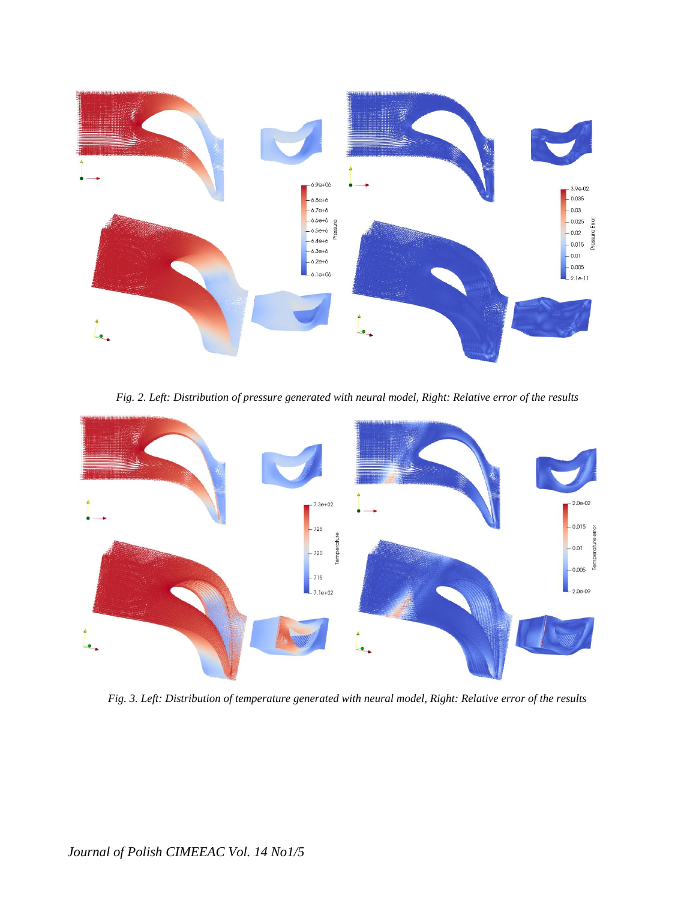*Fig. 2. Left: Distribution of pressure generated with neural model, Right: Relative error of the results*

*Fig. 3. Left: Distribution of temperature generated with neural model, Right: Relative error of the results*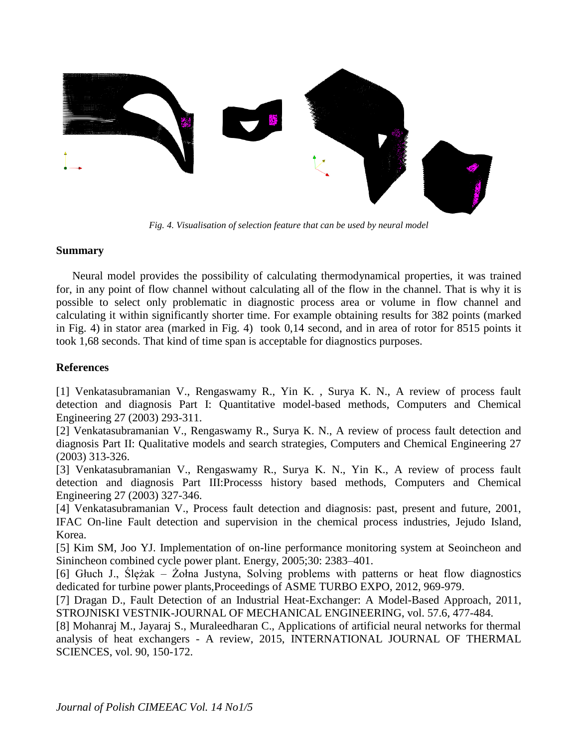*Fig. 4. Visualisation of selection feature that can be used by neural model*

## Summary

Neural model provides the possibility of calculating thermodynamical properties, it was trained for, in any point of flow channel without calculating all of the flow in the channel. That is why it is possible to select only problematic in diagnostic process area or volume in flow channel and calculating it within significantly shorter time. For example obtaining results for 382 points (marked in Fig. 4) in stator area (marked in Fig. 4) took 0,14 second, and in area of rotor for 8515 points it took 1,68 seconds. That kind of time span is acceptable for diagnostics purposes.

## References

[1] Venkatasubramanian V., Rengaswamy R., Yin K. , Surya K. N., A review of process fault detection and diagnosis Part I: Quantitative model-based methods, Computers and Chemical Engineering 27 (2003) 293-311.

[2] Venkatasubramanian V., Rengaswamy R., Surya K. N., A review of process fault detection and diagnosis Part II: Qualitative models and search strategies, Computers and Chemical Engineering 27 (2003) 313-326.

[3] Venkatasubramanian V., Rengaswamy R., Surya K. N., Yin K., A review of process fault detection and diagnosis Part III:Processs history based methods, Computers and Chemical Engineering 27 (2003) 327-346.

[4] Venkatasubramanian V., Process fault detection and diagnosis: past, present and future, 2001, IFAC On-line Fault detection and supervision in the chemical process industries, Jejudo Island, Korea.

[5] Kim SM, Joo YJ. Implementation of on-line performance monitoring system at Seoincheon and Sinincheon combined cycle power plant. Energy, 2005;30: 2383–401.

[6] Głuch J., Ślężak – Żołna Justyna, Solving problems with patterns or heat flow diagnostics dedicated for turbine power plants,Proceedings of ASME TURBO EXPO, 2012, 969-979.

[7] Dragan D., Fault Detection of an Industrial Heat-Exchanger: A Model-Based Approach, 2011, STROJNISKI VESTNIK-JOURNAL OF MECHANICAL ENGINEERING, vol. 57.6, 477-484.

[8] Mohanraj M., Jayaraj S., Muraleedharan C., Applications of artificial neural networks for thermal analysis of heat exchangers - A review, 2015, INTERNATIONAL JOURNAL OF THERMAL SCIENCES, vol. 90, 150-172.